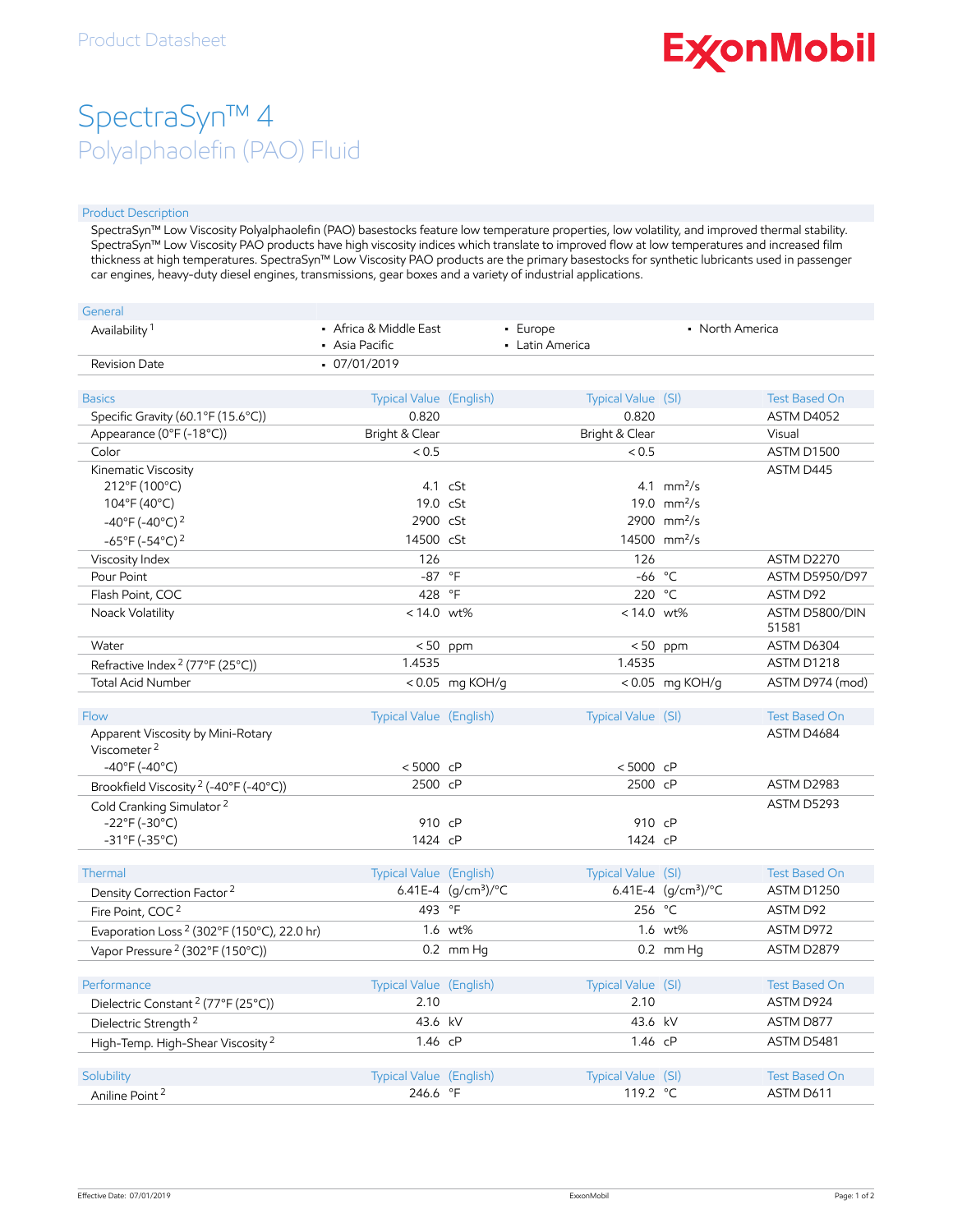Product Datasheet

ExxonMobil

# SpectraSyn™ 4

## Polyalphaolefin (PAO) Fluid

### Product Description

SpectraSyn™ Low Viscosity Polyalphaolefin (PAO) basestocks feature low temperature properties, low volatility, and improved thermal stability. SpectraSyn™ Low Viscosity PAO products have high viscosity indices which translate to improved flow at low temperatures and increased film thickness at high temperatures. SpectraSyn™ Low Viscosity PAO products are the primary basestocks for synthetic lubricants used in passenger car engines, heavy-duty diesel engines, transmissions, gear boxes and a variety of industrial applications.

| General | | | |
|---|---|---|---|
| Availability [1] | • Africa & Middle East<br>• Asia Pacific | • Europe<br>• Latin America | • North America |
| Revision Date | • 07/01/2019 | | |

| Basics | Typical Value (English) | | Typical Value (SI) | | Test Based On |
|---|---|---|---|---|---|
| Specific Gravity (60.1°F (15.6°C)) | 0.820 | | 0.820 | | ASTM D4052 |
| Appearance (0°F (-18°C)) | Bright & Clear | | Bright & Clear | | Visual |
| Color | < 0.5 | | < 0.5 | | ASTM D1500 |
| Kinematic Viscosity | | | | | ASTM D445 |
| 212°F (100°C) | 4.1 | cSt | 4.1 | $mm^2/s$ | |
| 104°F (40°C) | 19.0 | cSt | 19.0 | $mm^2/s$ | |
| -40°F (-40°C) [2] | 2900 | cSt | 2900 | $mm^2/s$ | |
| -65°F (-54°C) [2] | 14500 | cSt | 14500 | $mm^2/s$ | |
| Viscosity Index | 126 | | 126 | | ASTM D2270 |
| Pour Point | -87 | °F | -66 | °C | ASTM D5950/D97 |
| Flash Point, COC | 428 | °F | 220 | °C | ASTM D92 |
| Noack Volatility | < 14.0 | wt% | < 14.0 | wt% | ASTM D5800/DIN 51581 |
| Water | < 50 | ppm | < 50 | ppm | ASTM D6304 |
| Refractive Index [2] (77°F (25°C)) | 1.4535 | | 1.4535 | | ASTM D1218 |
| Total Acid Number | < 0.05 | mg KOH/g | < 0.05 | mg KOH/g | ASTM D974 (mod) |

| Flow | Typical Value (English) | | Typical Value (SI) | | Test Based On |
|---|---|---|---|---|---|
| Apparent Viscosity by Mini-Rotary Viscometer [2] | | | | | ASTM D4684 |
| -40°F (-40°C) | < 5000 | cP | < 5000 | cP | |
| Brookfield Viscosity [2] (-40°F (-40°C)) | 2500 | cP | 2500 | cP | ASTM D2983 |
| Cold Cranking Simulator [2] | | | | | ASTM D5293 |
| -22°F (-30°C) | 910 | cP | 910 | cP | |
| -31°F (-35°C) | 1424 | cP | 1424 | cP | |

| Thermal | Typical Value (English) | | Typical Value (SI) | | Test Based On |
|---|---|---|---|---|---|
| Density Correction Factor [2] | 6.41E-4 | $(g/cm^3)/°C$ | 6.41E-4 | $(g/cm^3)/°C$ | ASTM D1250 |
| Fire Point, COC [2] | 493 | °F | 256 | °C | ASTM D92 |
| Evaporation Loss [2] (302°F (150°C), 22.0 hr) | 1.6 | wt% | 1.6 | wt% | ASTM D972 |
| Vapor Pressure [2] (302°F (150°C)) | 0.2 | mm Hg | 0.2 | mm Hg | ASTM D2879 |

| Performance | Typical Value (English) | | Typical Value (SI) | | Test Based On |
|---|---|---|---|---|---|
| Dielectric Constant [2] (77°F (25°C)) | 2.10 | | 2.10 | | ASTM D924 |
| Dielectric Strength [2] | 43.6 | kV | 43.6 | kV | ASTM D877 |
| High-Temp. High-Shear Viscosity [2] | 1.46 | cP | 1.46 | cP | ASTM D5481 |

| Solubility | Typical Value (English) | | Typical Value (SI) | | Test Based On |
|---|---|---|---|---|---|
| Aniline Point [2] | 246.6 | °F | 119.2 | °C | ASTM D611 |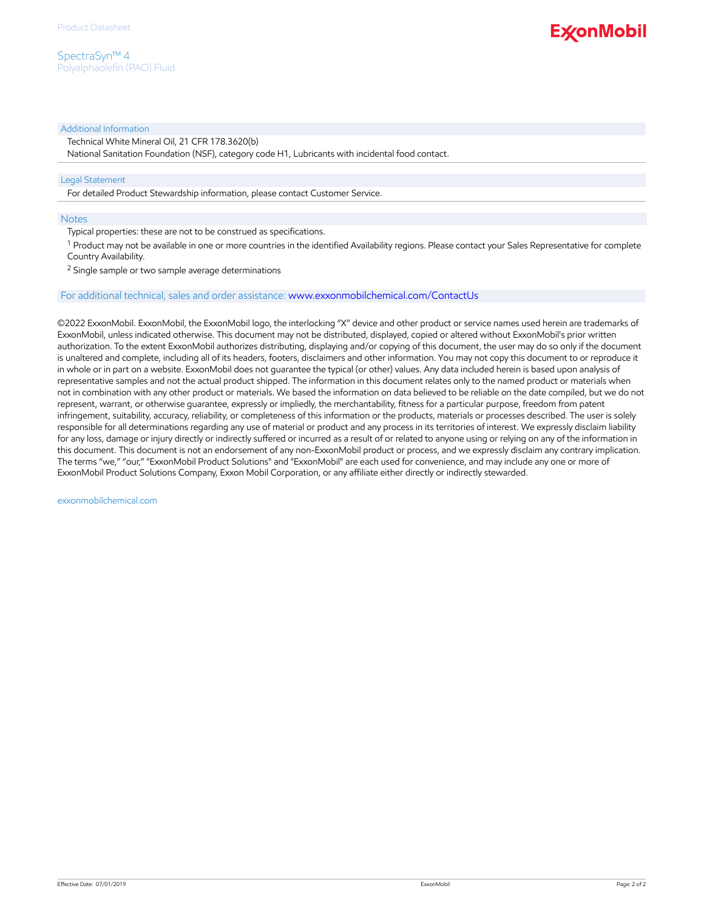## Additional Information

Technical White Mineral Oil, 21 CFR 178.3620(b)

National Sanitation Foundation (NSF), category code H1, Lubricants with incidental food contact.

## Legal Statement

For detailed Product Stewardship information, please contact Customer Service.

## Notes

Typical properties: these are not to be construed as specifications.

[1] Product may not be available in one or more countries in the identified Availability regions. Please contact your Sales Representative for complete Country Availability.

[2] Single sample or two sample average determinations

For additional technical, sales and order assistance: www.exxonmobilchemical.com/ContactUs

©2022 ExxonMobil. ExxonMobil, the ExxonMobil logo, the interlocking "X" device and other product or service names used herein are trademarks of ExxonMobil, unless indicated otherwise. This document may not be distributed, displayed, copied or altered without ExxonMobil's prior written authorization. To the extent ExxonMobil authorizes distributing, displaying and/or copying of this document, the user may do so only if the document is unaltered and complete, including all of its headers, footers, disclaimers and other information. You may not copy this document to or reproduce it in whole or in part on a website. ExxonMobil does not guarantee the typical (or other) values. Any data included herein is based upon analysis of representative samples and not the actual product shipped. The information in this document relates only to the named product or materials when not in combination with any other product or materials. We based the information on data believed to be reliable on the date compiled, but we do not represent, warrant, or otherwise guarantee, expressly or impliedly, the merchantability, fitness for a particular purpose, freedom from patent infringement, suitability, accuracy, reliability, or completeness of this information or the products, materials or processes described. The user is solely responsible for all determinations regarding any use of material or product and any process in its territories of interest. We expressly disclaim liability for any loss, damage or injury directly or indirectly suffered or incurred as a result of or related to anyone using or relying on any of the information in this document. This document is not an endorsement of any non-ExxonMobil product or process, and we expressly disclaim any contrary implication. The terms "we," "our," "ExxonMobil Product Solutions" and "ExxonMobil" are each used for convenience, and may include any one or more of ExxonMobil Product Solutions Company, Exxon Mobil Corporation, or any affiliate either directly or indirectly stewarded.

exxonmobilchemical.com